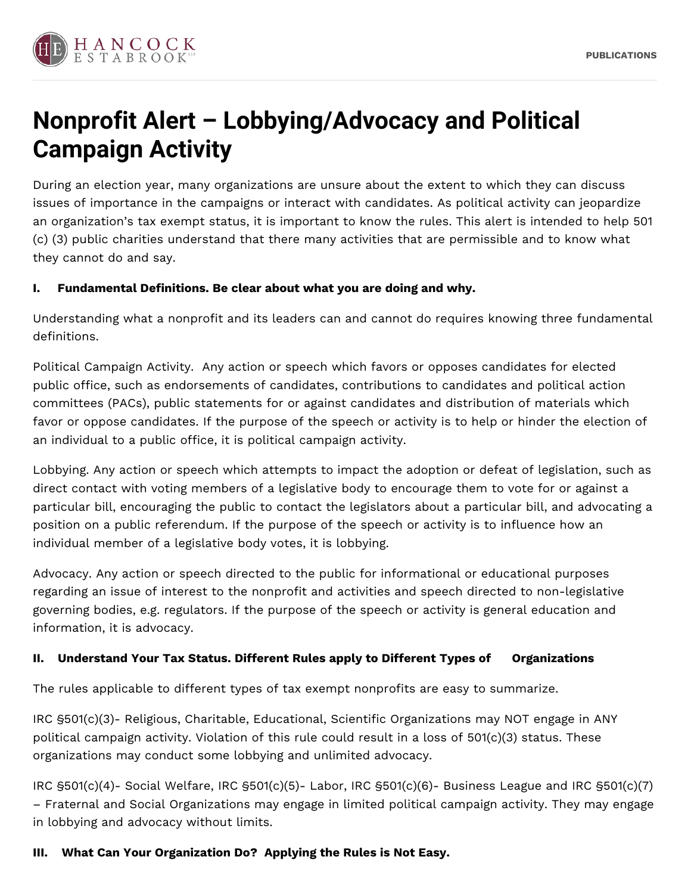# Nonprofit Alert – Lobbying/Advocacy and Political Campaign Activity

During an election year, many organizations are unsure about the extent to which they can discuss issues of importance in the campaigns or interact with candidates. As political activity can jeopardize an organization's tax exempt status, it is important to know the rules. This alert is intended to help 501 (c) (3) public charities understand that there many activities that are permissible and to know what they cannot do and say.

**I. Fundamental Definitions. Be clear about what you are doing and why.**

Understanding what a nonprofit and its leaders can and cannot do requires knowing three fundamental definitions.

Political Campaign Activity. Any action or speech which favors or opposes candidates for elected public office, such as endorsements of candidates, contributions to candidates and political action committees (PACs), public statements for or against candidates and distribution of materials which favor or oppose candidates. If the purpose of the speech or activity is to help or hinder the election of an individual to a public office, it is political campaign activity.

Lobbying. Any action or speech which attempts to impact the adoption or defeat of legislation, such as direct contact with voting members of a legislative body to encourage them to vote for or against a particular bill, encouraging the public to contact the legislators about a particular bill, and advocating a position on a public referendum. If the purpose of the speech or activity is to influence how an individual member of a legislative body votes, it is lobbying.

Advocacy. Any action or speech directed to the public for informational or educational purposes regarding an issue of interest to the nonprofit and activities and speech directed to non-legislative governing bodies, e.g. regulators. If the purpose of the speech or activity is general education and information, it is advocacy.

**II. Understand Your Tax Status. Different Rules apply to Different Types of Organizations**

The rules applicable to different types of tax exempt nonprofits are easy to summarize.

IRC §501(c)(3)- Religious, Charitable, Educational, Scientific Organizations may NOT engage in ANY political campaign activity. Violation of this rule could result in a loss of 501(c)(3) status. These organizations may conduct some lobbying and unlimited advocacy.

IRC §501(c)(4)- Social Welfare, IRC §501(c)(5)- Labor, IRC §501(c)(6)- Business League and IRC §501(c)(7) – Fraternal and Social Organizations may engage in limited political campaign activity. They may engage in lobbying and advocacy without limits.

**III. What Can Your Organization Do? Applying the Rules is Not Easy.**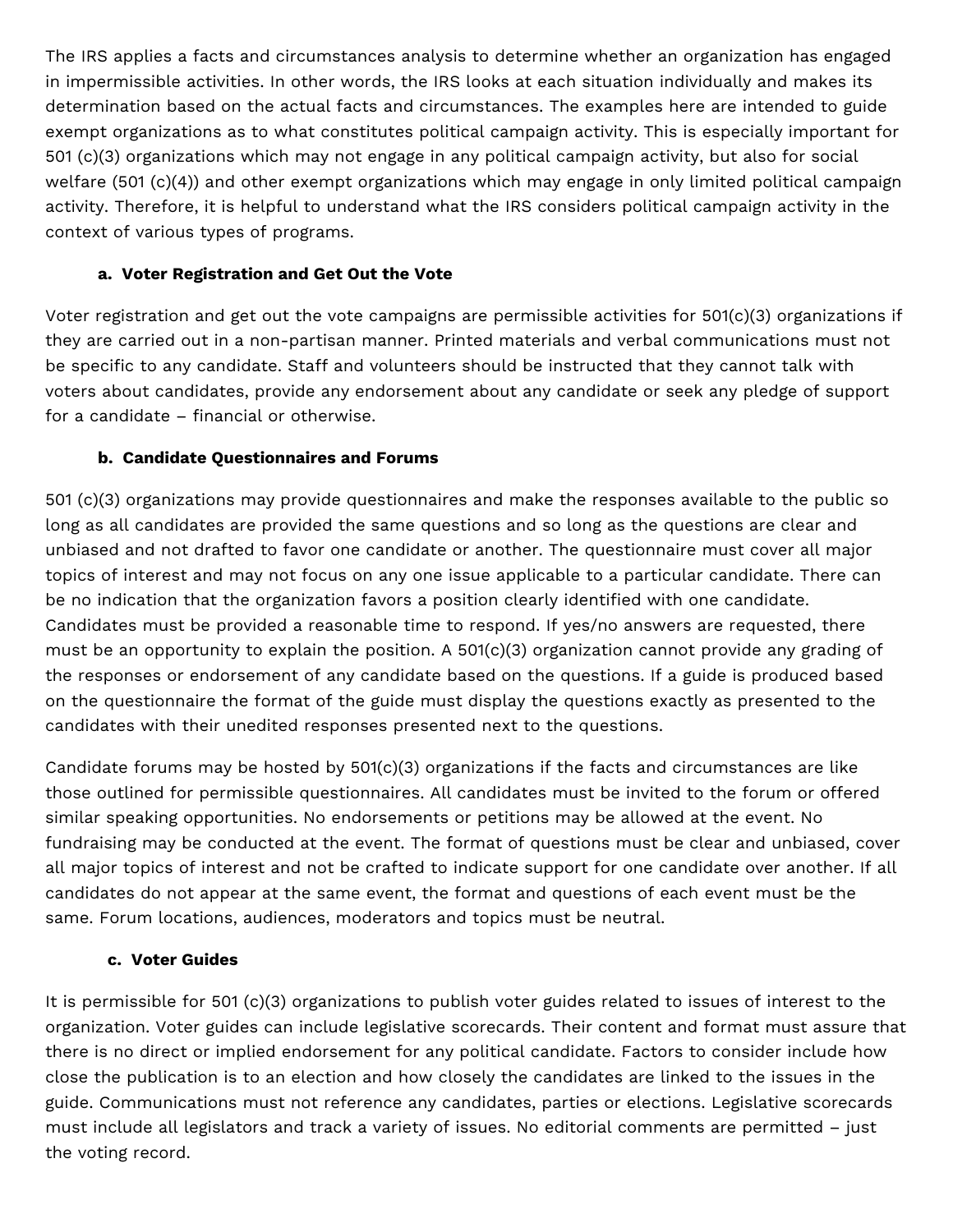The IRS applies a facts and circumstances analysis to determine whether an organization has engaged in impermissible activities. In other words, the IRS looks at each situation individually and makes its determination based on the actual facts and circumstances. The examples here are intended to guide exempt organizations as to what constitutes political campaign activity. This is especially important for 501 (c)(3) organizations which may not engage in any political campaign activity, but also for social welfare (501 (c)(4)) and other exempt organizations which may engage in only limited political campaign activity. Therefore, it is helpful to understand what the IRS considers political campaign activity in the context of various types of programs.

**a. Voter Registration and Get Out the Vote**

Voter registration and get out the vote campaigns are permissible activities for 501(c)(3) organizations if they are carried out in a non-partisan manner. Printed materials and verbal communications must not be specific to any candidate. Staff and volunteers should be instructed that they cannot talk with voters about candidates, provide any endorsement about any candidate or seek any pledge of support for a candidate – financial or otherwise.

**b. Candidate Questionnaires and Forums**

501 (c)(3) organizations may provide questionnaires and make the responses available to the public so long as all candidates are provided the same questions and so long as the questions are clear and unbiased and not drafted to favor one candidate or another. The questionnaire must cover all major topics of interest and may not focus on any one issue applicable to a particular candidate. There can be no indication that the organization favors a position clearly identified with one candidate. Candidates must be provided a reasonable time to respond. If yes/no answers are requested, there must be an opportunity to explain the position. A 501(c)(3) organization cannot provide any grading of the responses or endorsement of any candidate based on the questions. If a guide is produced based on the questionnaire the format of the guide must display the questions exactly as presented to the candidates with their unedited responses presented next to the questions.

Candidate forums may be hosted by 501(c)(3) organizations if the facts and circumstances are like those outlined for permissible questionnaires. All candidates must be invited to the forum or offered similar speaking opportunities. No endorsements or petitions may be allowed at the event. No fundraising may be conducted at the event. The format of questions must be clear and unbiased, cover all major topics of interest and not be crafted to indicate support for one candidate over another. If all candidates do not appear at the same event, the format and questions of each event must be the same. Forum locations, audiences, moderators and topics must be neutral.

**c. Voter Guides**

It is permissible for 501 (c)(3) organizations to publish voter guides related to issues of interest to the organization. Voter guides can include legislative scorecards. Their content and format must assure that there is no direct or implied endorsement for any political candidate. Factors to consider include how close the publication is to an election and how closely the candidates are linked to the issues in the guide. Communications must not reference any candidates, parties or elections. Legislative scorecards must include all legislators and track a variety of issues. No editorial comments are permitted – just the voting record.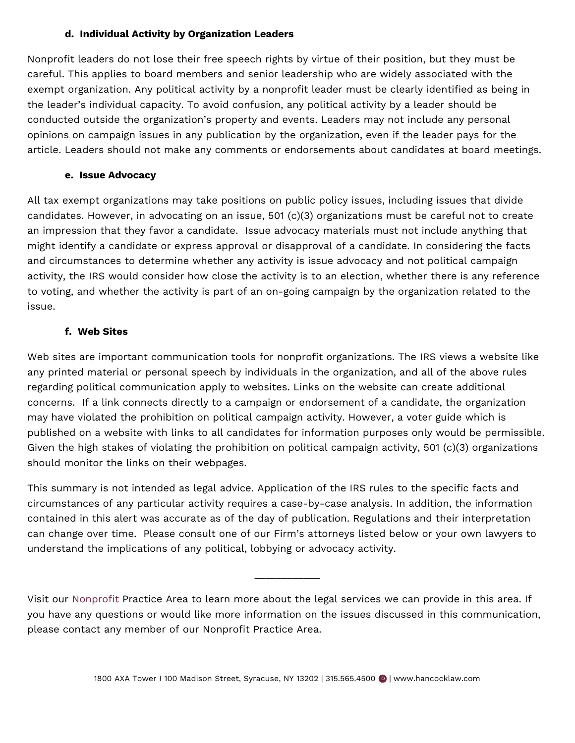### d. Individual Activity by Organization Leaders

Nonprofit leaders do not lose their free speech rights by virtue of their position, but they must be careful. This applies to board members and senior leadership who are widely associated with the exempt organization. Any political activity by a nonprofit leader must be clearly identified as being in the leader's individual capacity. To avoid confusion, any political activity by a leader should be conducted outside the organization's property and events. Leaders may not include any personal opinions on campaign issues in any publication by the organization, even if the leader pays for the article. Leaders should not make any comments or endorsements about candidates at board meetings.

### e. Issue Advocacy

All tax exempt organizations may take positions on public policy issues, including issues that divide candidates. However, in advocating on an issue, 501 (c)(3) organizations must be careful not to create an impression that they favor a candidate. Issue advocacy materials must not include anything that might identify a candidate or express approval or disapproval of a candidate. In considering the facts and circumstances to determine whether any activity is issue advocacy and not political campaign activity, the IRS would consider how close the activity is to an election, whether there is any reference to voting, and whether the activity is part of an on-going campaign by the organization related to the issue.

### f. Web Sites

Web sites are important communication tools for nonprofit organizations. The IRS views a website like any printed material or personal speech by individuals in the organization, and all of the above rules regarding political communication apply to websites. Links on the website can create additional concerns. If a link connects directly to a campaign or endorsement of a candidate, the organization may have violated the prohibition on political campaign activity. However, a voter guide which is published on a website with links to all candidates for information purposes only would be permissible. Given the high stakes of violating the prohibition on political campaign activity, 501 (c)(3) organizations should monitor the links on their webpages.

This summary is not intended as legal advice. Application of the IRS rules to the specific facts and circumstances of any particular activity requires a case-by-case analysis. In addition, the information contained in this alert was accurate as of the day of publication. Regulations and their interpretation can change over time. Please consult one of our Firm's attorneys listed below or your own lawyers to understand the implications of any political, lobbying or advocacy activity.

---

Visit our Nonprofit Practice Area to learn more about the legal services we can provide in this area. If you have any questions or would like more information on the issues discussed in this communication, please contact any member of our Nonprofit Practice Area.

1800 AXA Tower I 100 Madison Street, Syracuse, NY 13202 | 315.565.4500 | www.hancocklaw.com